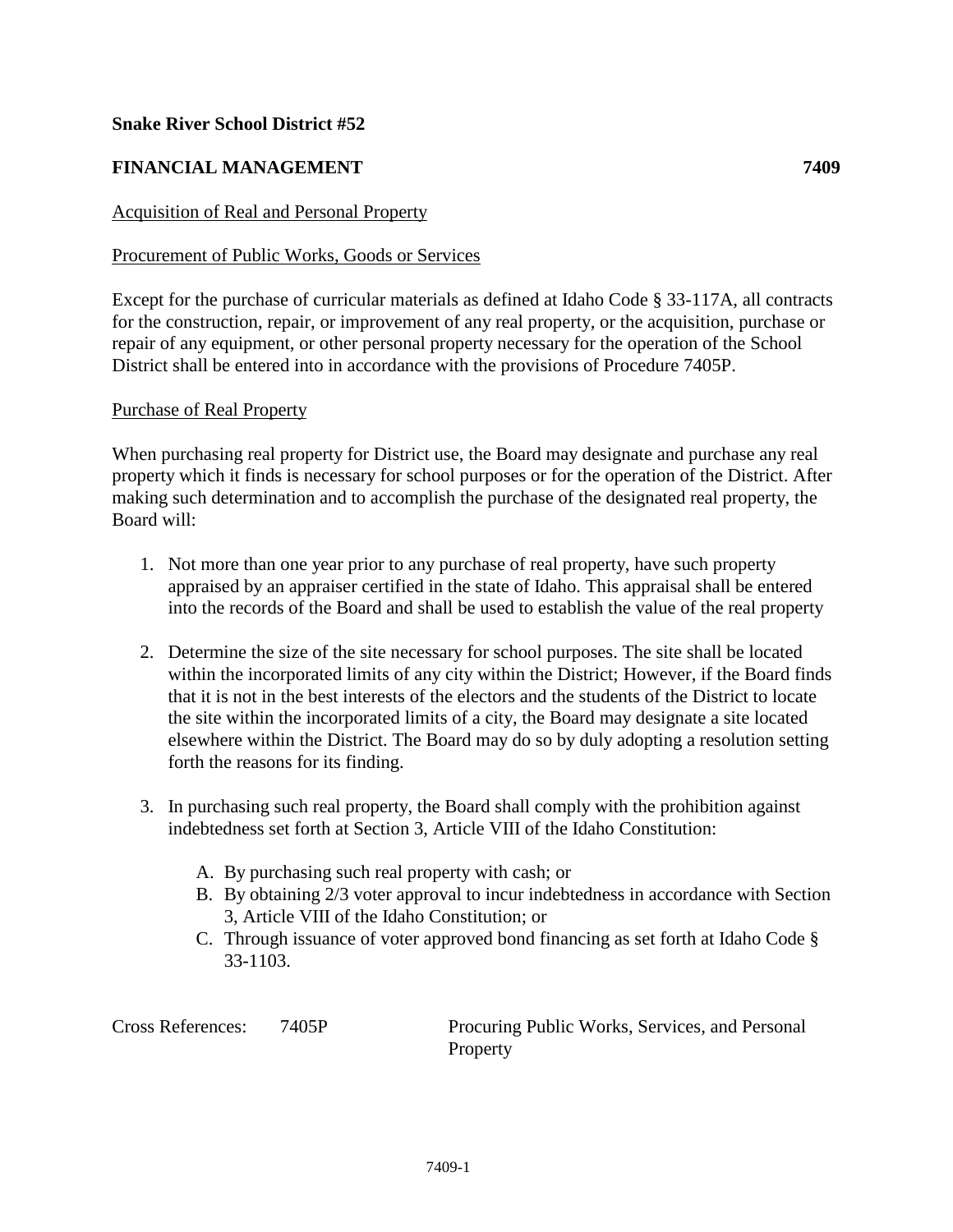**Snake River School District #52**

**FINANCIAL MANAGEMENT** **7409**

Acquisition of Real and Personal Property

Procurement of Public Works, Goods or Services

Except for the purchase of curricular materials as defined at Idaho Code § 33-117A, all contracts for the construction, repair, or improvement of any real property, or the acquisition, purchase or repair of any equipment, or other personal property necessary for the operation of the School District shall be entered into in accordance with the provisions of Procedure 7405P.

Purchase of Real Property

When purchasing real property for District use, the Board may designate and purchase any real property which it finds is necessary for school purposes or for the operation of the District. After making such determination and to accomplish the purchase of the designated real property, the Board will:

1. Not more than one year prior to any purchase of real property, have such property appraised by an appraiser certified in the state of Idaho. This appraisal shall be entered into the records of the Board and shall be used to establish the value of the real property

2. Determine the size of the site necessary for school purposes. The site shall be located within the incorporated limits of any city within the District; However, if the Board finds that it is not in the best interests of the electors and the students of the District to locate the site within the incorporated limits of a city, the Board may designate a site located elsewhere within the District. The Board may do so by duly adopting a resolution setting forth the reasons for its finding.

3. In purchasing such real property, the Board shall comply with the prohibition against indebtedness set forth at Section 3, Article VIII of the Idaho Constitution:

   A. By purchasing such real property with cash; or
   B. By obtaining 2/3 voter approval to incur indebtedness in accordance with Section 3, Article VIII of the Idaho Constitution; or
   C. Through issuance of voter approved bond financing as set forth at Idaho Code § 33-1103.

| Cross References: | 7405P | Procuring Public Works, Services, and Personal Property |
|---|---|---|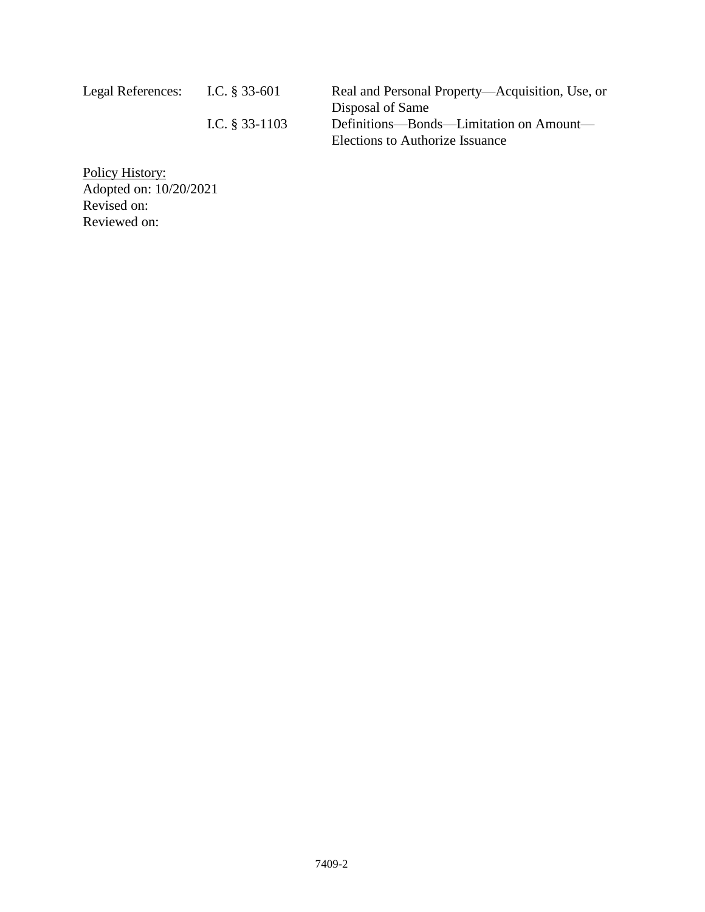| | | |
|---|---|---|
| Legal References: | I.C. § 33-601 | Real and Personal Property—Acquisition, Use, or Disposal of Same |
| | I.C. § 33-1103 | Definitions—Bonds—Limitation on Amount—Elections to Authorize Issuance |

Policy History:
Adopted on: 10/20/2021
Revised on:
Reviewed on: